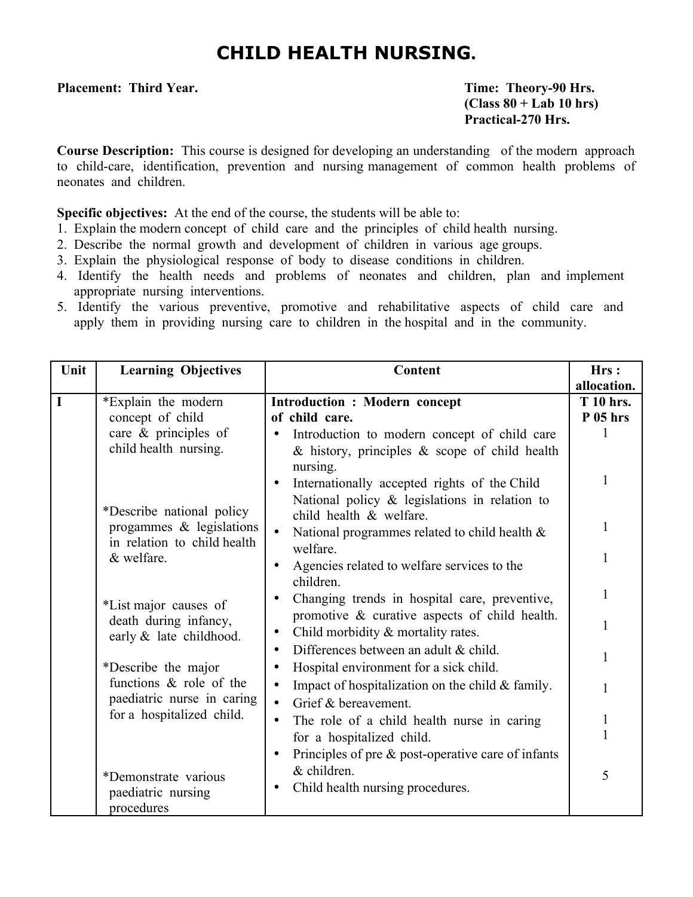# CHILD HEALTH NURSING.

**Placement: Third Year.**

**Time: Theory-90 Hrs.**
**(Class 80 + Lab 10 hrs)**
**Practical-270 Hrs.**

**Course Description:** This course is designed for developing an understanding of the modern approach to child-care, identification, prevention and nursing management of common health problems of neonates and children.

**Specific objectives:** At the end of the course, the students will be able to:

1. Explain the modern concept of child care and the principles of child health nursing.
2. Describe the normal growth and development of children in various age groups.
3. Explain the physiological response of body to disease conditions in children.
4. Identify the health needs and problems of neonates and children, plan and implement appropriate nursing interventions.
5. Identify the various preventive, promotive and rehabilitative aspects of child care and apply them in providing nursing care to children in the hospital and in the community.

| Unit | Learning Objectives | Content | Hrs : allocation. |
|---|---|---|---|
| I | *Explain the modern concept of child care & principles of child health nursing. | **Introduction : Modern concept of child care.** | **T 10 hrs.** **P 05 hrs** |
| | | • Introduction to modern concept of child care & history, principles & scope of child health nursing. | 1 |
| | *Describe national policy progammes & legislations in relation to child health & welfare. | • Internationally accepted rights of the Child National policy & legislations in relation to child health & welfare. | 1 |
| | | • National programmes related to child health & welfare. | 1 |
| | | • Agencies related to welfare services to the children. | 1 |
| | *List major causes of death during infancy, early & late childhood. | • Changing trends in hospital care, preventive, promotive & curative aspects of child health. | 1 |
| | | • Child morbidity & mortality rates. | 1 |
| | | • Differences between an adult & child. | 1 |
| | *Describe the major functions & role of the paediatric nurse in caring for a hospitalized child. | • Hospital environment for a sick child. | |
| | | • Impact of hospitalization on the child & family. | 1 |
| | | • Grief & bereavement. | |
| | | • The role of a child health nurse in caring for a hospitalized child. | 1 |
| | | • Principles of pre & post-operative care of infants & children. | 1 |
| | *Demonstrate various paediatric nursing procedures | • Child health nursing procedures. | 5 |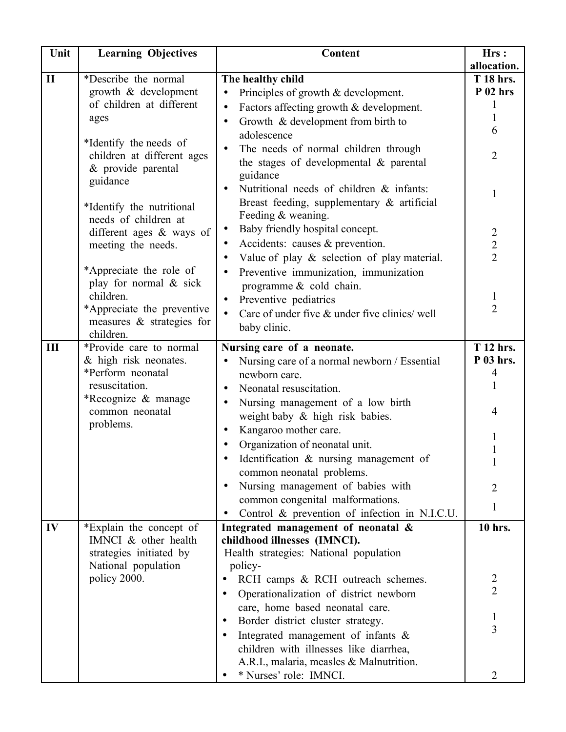| Unit | Learning Objectives | Content | Hrs : allocation. |
|---|---|---|---|
| II | *Describe the normal growth & development of children at different ages<br><br>*Identify the needs of children at different ages & provide parental guidance<br><br>*Identify the nutritional needs of children at different ages & ways of meeting the needs.<br><br>*Appreciate the role of play for normal & sick children.<br>*Appreciate the preventive measures & strategies for children. | **The healthy child**<br>• Principles of growth & development.<br>• Factors affecting growth & development.<br>• Growth & development from birth to adolescence<br>• The needs of normal children through the stages of developmental & parental guidance<br>• Nutritional needs of children & infants: Breast feeding, supplementary & artificial Feeding & weaning.<br>• Baby friendly hospital concept.<br>• Accidents: causes & prevention.<br>• Value of play & selection of play material.<br>• Preventive immunization, immunization programme & cold chain.<br>• Preventive pediatrics<br>• Care of under five & under five clinics/ well baby clinic. | **T 18 hrs.**<br>**P 02 hrs**<br>1<br>1<br>6<br><br>2<br><br>1<br><br>2<br>2<br>2<br><br>1<br>2 |
| III | *Provide care to normal & high risk neonates.<br>*Perform neonatal resuscitation.<br>*Recognize & manage common neonatal problems. | **Nursing care of a neonate.**<br>• Nursing care of a normal newborn / Essential newborn care.<br>• Neonatal resuscitation.<br>• Nursing management of a low birth weight baby & high risk babies.<br>• Kangaroo mother care.<br>• Organization of neonatal unit.<br>• Identification & nursing management of common neonatal problems.<br>• Nursing management of babies with common congenital malformations.<br>• Control & prevention of infection in N.I.C.U. | **T 12 hrs.**<br>**P 03 hrs.**<br>4<br>1<br><br>4<br><br>1<br>1<br>1<br><br>2<br><br>1 |
| IV | *Explain the concept of IMNCI & other health strategies initiated by National population policy 2000. | **Integrated management of neonatal & childhood illnesses (IMNCI).**<br>Health strategies: National population policy-<br>• RCH camps & RCH outreach schemes.<br>• Operationalization of district newborn care, home based neonatal care.<br>• Border district cluster strategy.<br>• Integrated management of infants & children with illnesses like diarrhea, A.R.I., malaria, measles & Malnutrition.<br>• * Nurses' role: IMNCI. | **10 hrs.**<br><br><br>2<br>2<br><br>1<br>3<br><br><br>2 |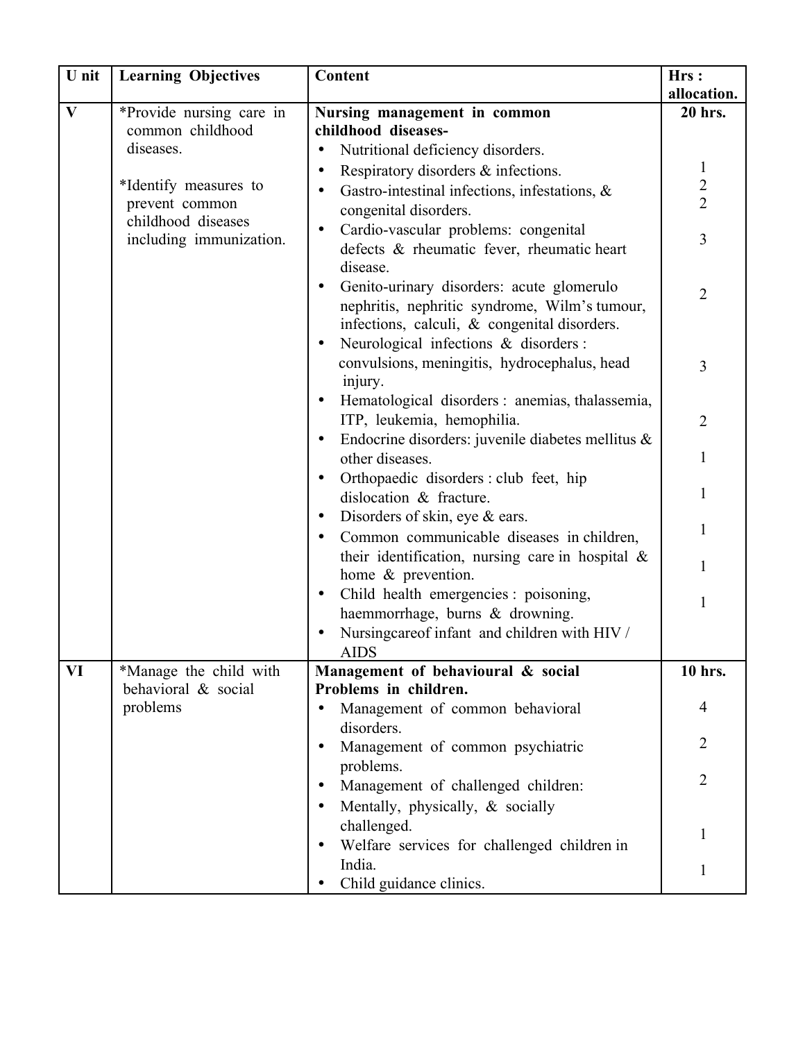| U nit | Learning Objectives | Content | Hrs : allocation. |
|---|---|---|---|
| V | *Provide nursing care in common childhood diseases.<br><br>*Identify measures to prevent common childhood diseases including immunization. | **Nursing management in common childhood diseases-**<br>• Nutritional deficiency disorders.<br>• Respiratory disorders & infections.<br>• Gastro-intestinal infections, infestations, & congenital disorders.<br>• Cardio-vascular problems: congenital defects & rheumatic fever, rheumatic heart disease.<br>• Genito-urinary disorders: acute glomerulo nephritis, nephritic syndrome, Wilm's tumour, infections, calculi, & congenital disorders.<br>• Neurological infections & disorders : convulsions, meningitis, hydrocephalus, head injury.<br>• Hematological disorders : anemias, thalassemia, ITP, leukemia, hemophilia.<br>• Endocrine disorders: juvenile diabetes mellitus & other diseases.<br>• Orthopaedic disorders : club feet, hip dislocation & fracture.<br>• Disorders of skin, eye & ears.<br>• Common communicable diseases in children, their identification, nursing care in hospital & home & prevention.<br>• Child health emergencies : poisoning, haemmorrhage, burns & drowning.<br>• Nursingcareof infant and children with HIV / AIDS | **20 hrs.**<br><br>1<br>2<br>2<br><br>3<br><br>2<br><br>3<br><br>2<br><br>1<br><br>1<br><br>1<br><br>1<br><br>1 |
| VI | *Manage the child with behavioral & social problems | **Management of behavioural & social Problems in children.**<br>• Management of common behavioral disorders.<br>• Management of common psychiatric problems.<br>• Management of challenged children:<br>• Mentally, physically, & socially challenged.<br>• Welfare services for challenged children in India.<br>• Child guidance clinics. | **10 hrs.**<br><br>4<br><br>2<br><br>2<br><br>1<br><br>1 |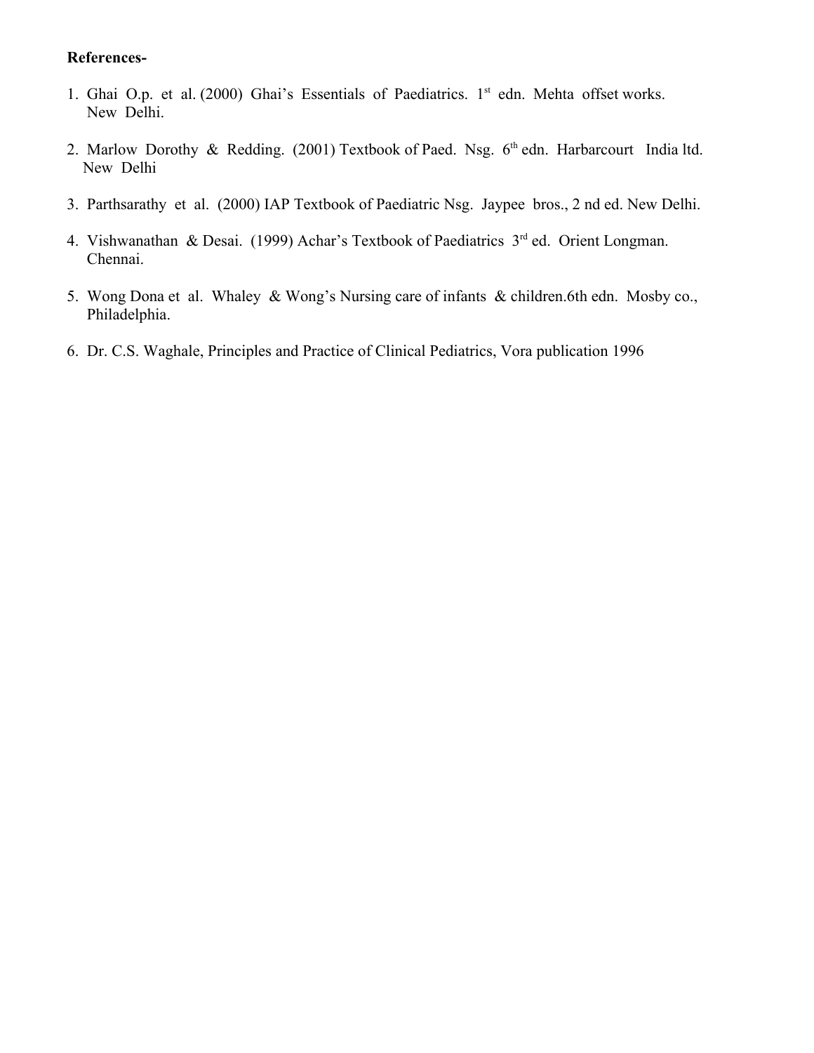**References-**

1. Ghai O.p. et al. (2000) Ghai's Essentials of Paediatrics. 1st edn. Mehta offset works. New Delhi.
2. Marlow Dorothy & Redding. (2001) Textbook of Paed. Nsg. 6th edn. Harbarcourt India ltd. New Delhi
3. Parthsarathy et al. (2000) IAP Textbook of Paediatric Nsg. Jaypee bros., 2 nd ed. New Delhi.
4. Vishwanathan & Desai. (1999) Achar's Textbook of Paediatrics 3rd ed. Orient Longman. Chennai.
5. Wong Dona et al. Whaley & Wong's Nursing care of infants & children.6th edn. Mosby co., Philadelphia.
6. Dr. C.S. Waghale, Principles and Practice of Clinical Pediatrics, Vora publication 1996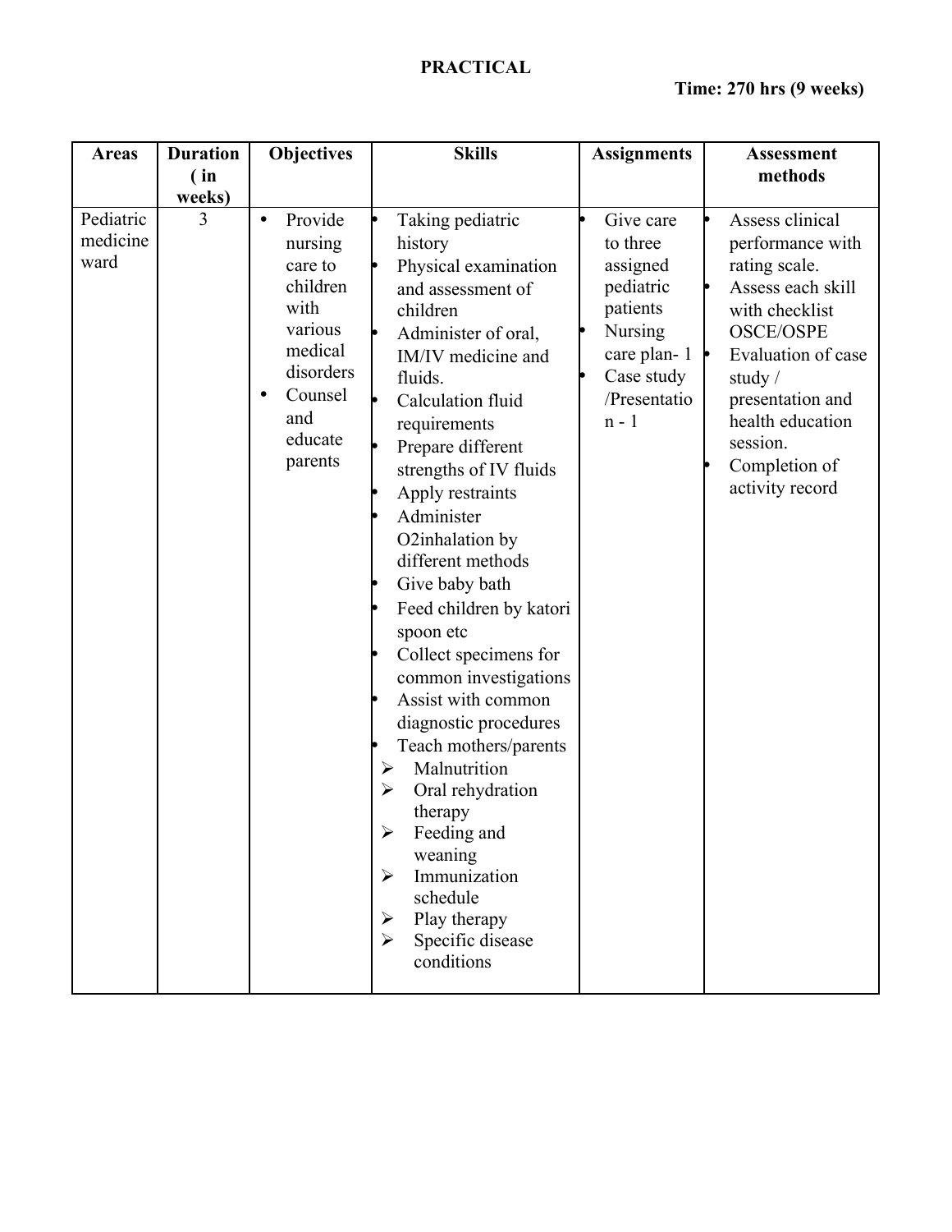**PRACTICAL**

**Time: 270 hrs (9 weeks)**

| Areas | Duration ( in weeks) | Objectives | Skills | Assignments | Assessment methods |
|---|---|---|---|---|---|
| Pediatric medicine ward | 3 | • Provide nursing care to children with various medical disorders<br>• Counsel and educate parents | • Taking pediatric history<br>• Physical examination and assessment of children<br>• Administer of oral, IM/IV medicine and fluids.<br>• Calculation fluid requirements<br>• Prepare different strengths of IV fluids<br>• Apply restraints<br>• Administer O2inhalation by different methods<br>• Give baby bath<br>• Feed children by katori spoon etc<br>• Collect specimens for common investigations<br>• Assist with common diagnostic procedures<br>• Teach mothers/parents<br>➢ Malnutrition<br>➢ Oral rehydration therapy<br>➢ Feeding and weaning<br>➢ Immunization schedule<br>➢ Play therapy<br>➢ Specific disease conditions | • Give care to three assigned pediatric patients<br>• Nursing care plan- 1<br>• Case study /Presentation - 1 | • Assess clinical performance with rating scale.<br>• Assess each skill with checklist OSCE/OSPE<br>• Evaluation of case study / presentation and health education session.<br>• Completion of activity record |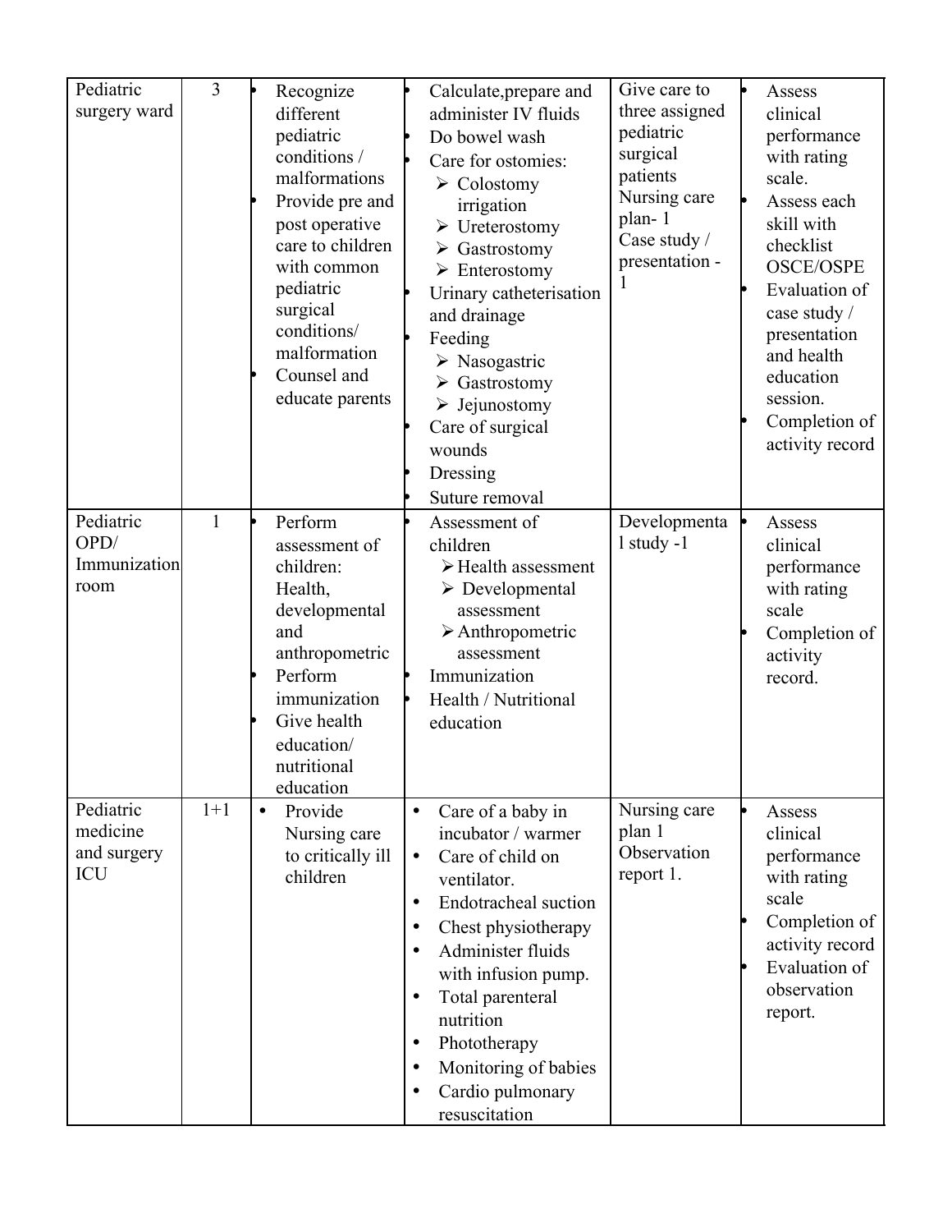| Pediatric surgery ward | 3 | • Recognize different pediatric conditions / malformations<br>• Provide pre and post operative care to children with common pediatric surgical conditions/ malformation<br>• Counsel and educate parents | • Calculate,prepare and administer IV fluids<br>• Do bowel wash<br>• Care for ostomies:<br>➢ Colostomy irrigation<br>➢ Ureterostomy<br>➢ Gastrostomy<br>➢ Enterostomy<br>• Urinary catheterisation and drainage<br>• Feeding<br>➢ Nasogastric<br>➢ Gastrostomy<br>➢ Jejunostomy<br>• Care of surgical wounds<br>• Dressing<br>• Suture removal | Give care to three assigned pediatric surgical patients<br>Nursing care plan- 1<br>Case study / presentation - 1 | • Assess clinical performance with rating scale.<br>• Assess each skill with checklist OSCE/OSPE<br>• Evaluation of case study / presentation and health education session.<br>• Completion of activity record |
|---|---|---|---|---|---|
| Pediatric OPD/ Immunization room | 1 | • Perform assessment of children: Health, developmental and anthropometric<br>• Perform immunization<br>• Give health education/ nutritional education | • Assessment of children<br>➢ Health assessment<br>➢ Developmental assessment<br>➢ Anthropometric assessment<br>• Immunization<br>• Health / Nutritional education | Developmental study -1 | • Assess clinical performance with rating scale<br>• Completion of activity record. |
| Pediatric medicine and surgery ICU | 1+1 | • Provide Nursing care to critically ill children | • Care of a baby in incubator / warmer<br>• Care of child on ventilator.<br>• Endotracheal suction<br>• Chest physiotherapy<br>• Administer fluids with infusion pump.<br>• Total parenteral nutrition<br>• Phototherapy<br>• Monitoring of babies<br>• Cardio pulmonary resuscitation | Nursing care plan 1<br>Observation report 1. | • Assess clinical performance with rating scale<br>• Completion of activity record<br>• Evaluation of observation report. |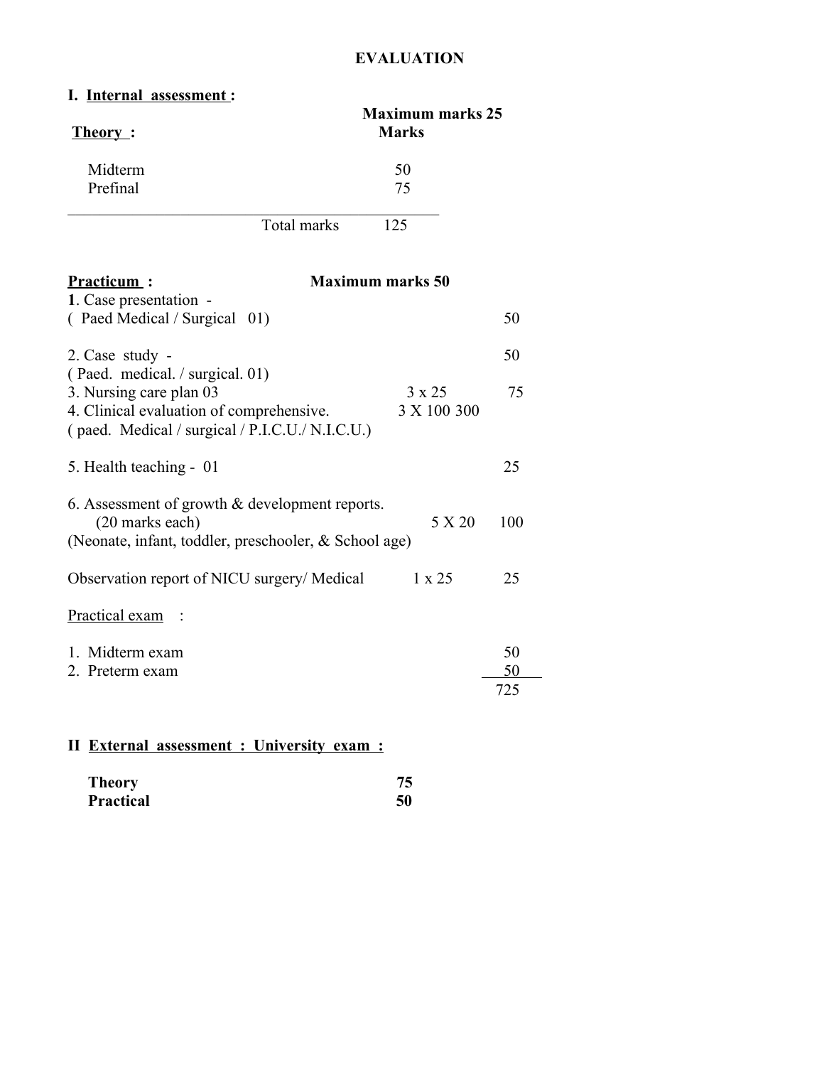# EVALUATION

## I. Internal assessment :

**Maximum marks 25**

| **Theory :** | **Marks** |
|---|---|
| Midterm | 50 |
| Prefinal | 75 |
| Total marks | 125 |

**Practicum :** **Maximum marks 50**

| | | |
|---|---|---|
| **1**. Case presentation - ( Paed Medical / Surgical 01) | | 50 |
| 2. Case study - ( Paed. medical. / surgical. 01) | | 50 |
| 3. Nursing care plan 03 | 3 x 25 | 75 |
| 4. Clinical evaluation of comprehensive. ( paed. Medical / surgical / P.I.C.U./ N.I.C.U.) | 3 X 100 | 300 |
| 5. Health teaching - 01 | | 25 |
| 6. Assessment of growth & development reports. (20 marks each) (Neonate, infant, toddler, preschooler, & School age) | 5 X 20 | 100 |
| Observation report of NICU surgery/ Medical | 1 x 25 | 25 |
| Practical exam : | | |
| 1. Midterm exam | | 50 |
| 2. Preterm exam | | 50 |
| | | 725 |

## II External assessment : University exam :

| | |
|---|---|
| **Theory** | **75** |
| **Practical** | **50** |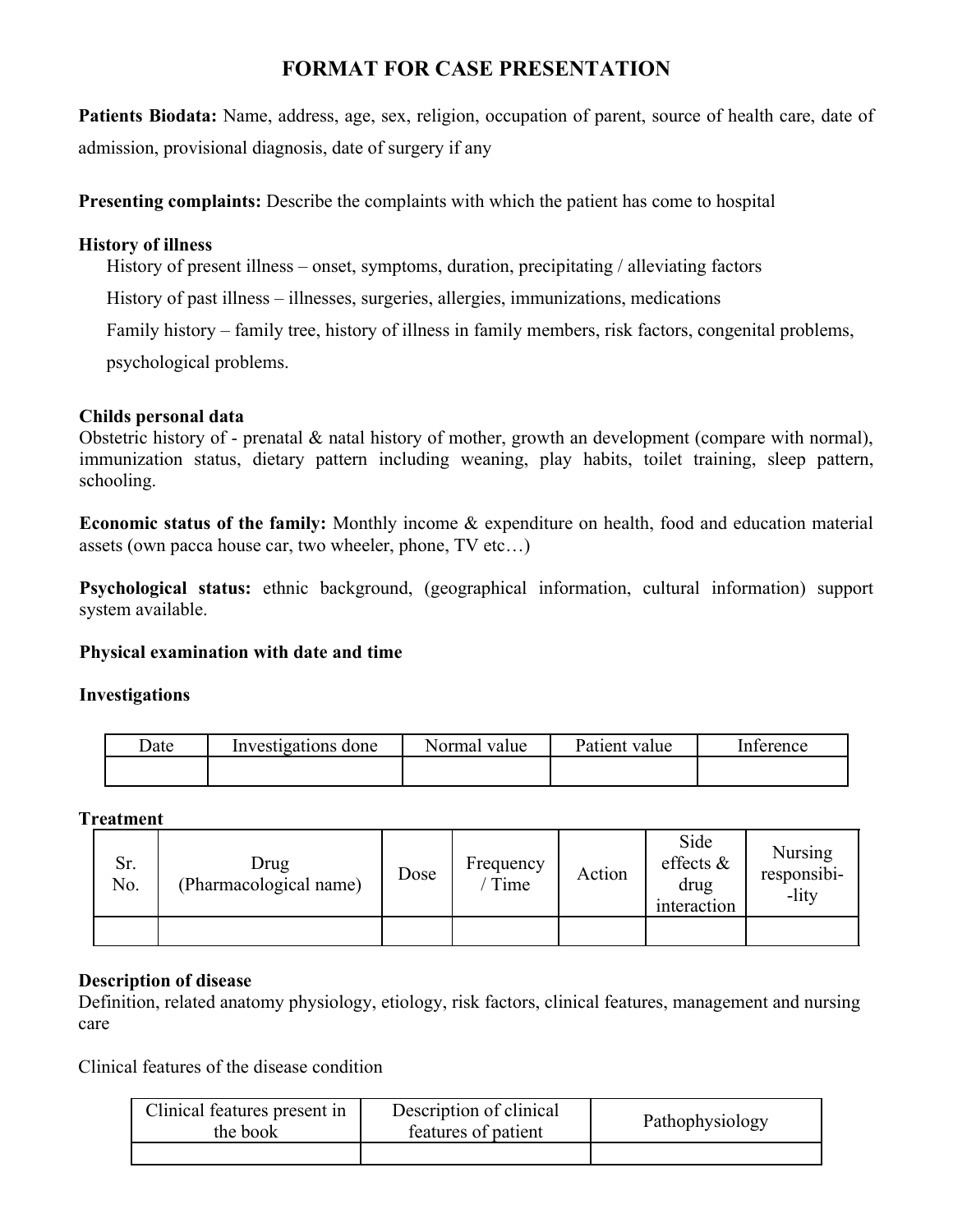# FORMAT FOR CASE PRESENTATION

**Patients Biodata:** Name, address, age, sex, religion, occupation of parent, source of health care, date of admission, provisional diagnosis, date of surgery if any

**Presenting complaints:** Describe the complaints with which the patient has come to hospital

**History of illness**

History of present illness – onset, symptoms, duration, precipitating / alleviating factors

History of past illness – illnesses, surgeries, allergies, immunizations, medications

Family history – family tree, history of illness in family members, risk factors, congenital problems, psychological problems.

**Childs personal data**

Obstetric history of - prenatal & natal history of mother, growth an development (compare with normal), immunization status, dietary pattern including weaning, play habits, toilet training, sleep pattern, schooling.

**Economic status of the family:** Monthly income & expenditure on health, food and education material assets (own pacca house car, two wheeler, phone, TV etc…)

**Psychological status:** ethnic background, (geographical information, cultural information) support system available.

**Physical examination with date and time**

**Investigations**

| Date | Investigations done | Normal value | Patient value | Inference |
|---|---|---|---|---|
| | | | | |

**Treatment**

| Sr. No. | Drug (Pharmacological name) | Dose | Frequency / Time | Action | Side effects & drug interaction | Nursing responsibi--lity |
|---|---|---|---|---|---|---|
| | | | | | | |

**Description of disease**

Definition, related anatomy physiology, etiology, risk factors, clinical features, management and nursing care

Clinical features of the disease condition

| Clinical features present in the book | Description of clinical features of patient | Pathophysiology |
|---|---|---|
| | | |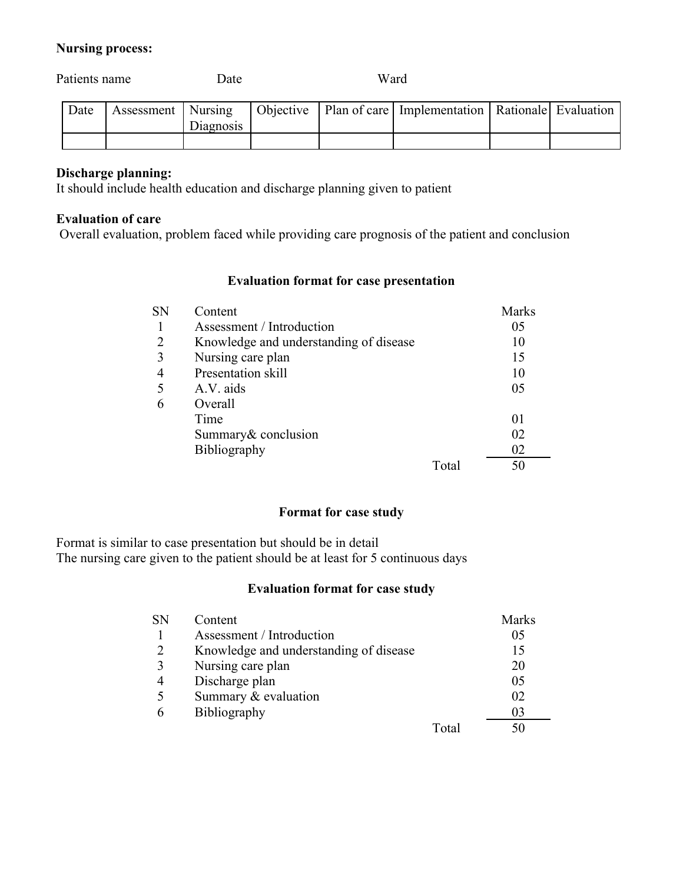**Nursing process:**

Patients name Date Ward

| Date | Assessment | Nursing Diagnosis | Objective | Plan of care | Implementation | Rationale | Evaluation |
|---|---|---|---|---|---|---|---|
| | | | | | | | |

**Discharge planning:**
It should include health education and discharge planning given to patient

**Evaluation of care**
Overall evaluation, problem faced while providing care prognosis of the patient and conclusion

### Evaluation format for case presentation

| SN | Content | Marks |
|---|---|---|
| 1 | Assessment / Introduction | 05 |
| 2 | Knowledge and understanding of disease | 10 |
| 3 | Nursing care plan | 15 |
| 4 | Presentation skill | 10 |
| 5 | A.V. aids | 05 |
| 6 | Overall | |
| | Time | 01 |
| | Summary& conclusion | 02 |
| | Bibliography | 02 |
| | Total | 50 |

### Format for case study

Format is similar to case presentation but should be in detail
The nursing care given to the patient should be at least for 5 continuous days

### Evaluation format for case study

| SN | Content | Marks |
|---|---|---|
| 1 | Assessment / Introduction | 05 |
| 2 | Knowledge and understanding of disease | 15 |
| 3 | Nursing care plan | 20 |
| 4 | Discharge plan | 05 |
| 5 | Summary & evaluation | 02 |
| 6 | Bibliography | 03 |
| | Total | 50 |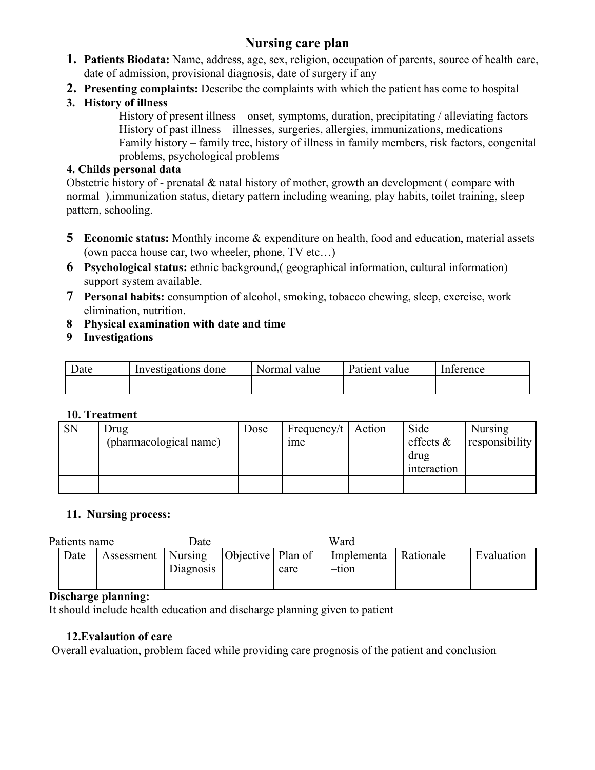# Nursing care plan

1. **Patients Biodata:** Name, address, age, sex, religion, occupation of parents, source of health care, date of admission, provisional diagnosis, date of surgery if any
2. **Presenting complaints:** Describe the complaints with which the patient has come to hospital
3. **History of illness**

   History of present illness – onset, symptoms, duration, precipitating / alleviating factors
   History of past illness – illnesses, surgeries, allergies, immunizations, medications
   Family history – family tree, history of illness in family members, risk factors, congenital problems, psychological problems

**4. Childs personal data**

Obstetric history of - prenatal & natal history of mother, growth an development ( compare with normal ),immunization status, dietary pattern including weaning, play habits, toilet training, sleep pattern, schooling.

5. **Economic status:** Monthly income & expenditure on health, food and education, material assets (own pacca house car, two wheeler, phone, TV etc…)
6. **Psychological status:** ethnic background,( geographical information, cultural information) support system available.
7. **Personal habits:** consumption of alcohol, smoking, tobacco chewing, sleep, exercise, work elimination, nutrition.
8. **Physical examination with date and time**
9. **Investigations**

| Date | Investigations done | Normal value | Patient value | Inference |
|---|---|---|---|---|
| | | | | |

**10. Treatment**

| SN | Drug (pharmacological name) | Dose | Frequency/time | Action | Side effects & drug interaction | Nursing responsibility |
|---|---|---|---|---|---|---|
| | | | | | | |

**11. Nursing process:**

Patients name Date Ward

| Date | Assessment | Nursing Diagnosis | Objective | Plan of care | Implementa–tion | Rationale | Evaluation |
|---|---|---|---|---|---|---|---|
| | | | | | | | |

**Discharge planning:**

It should include health education and discharge planning given to patient

**12.Evalaution of care**

Overall evaluation, problem faced while providing care prognosis of the patient and conclusion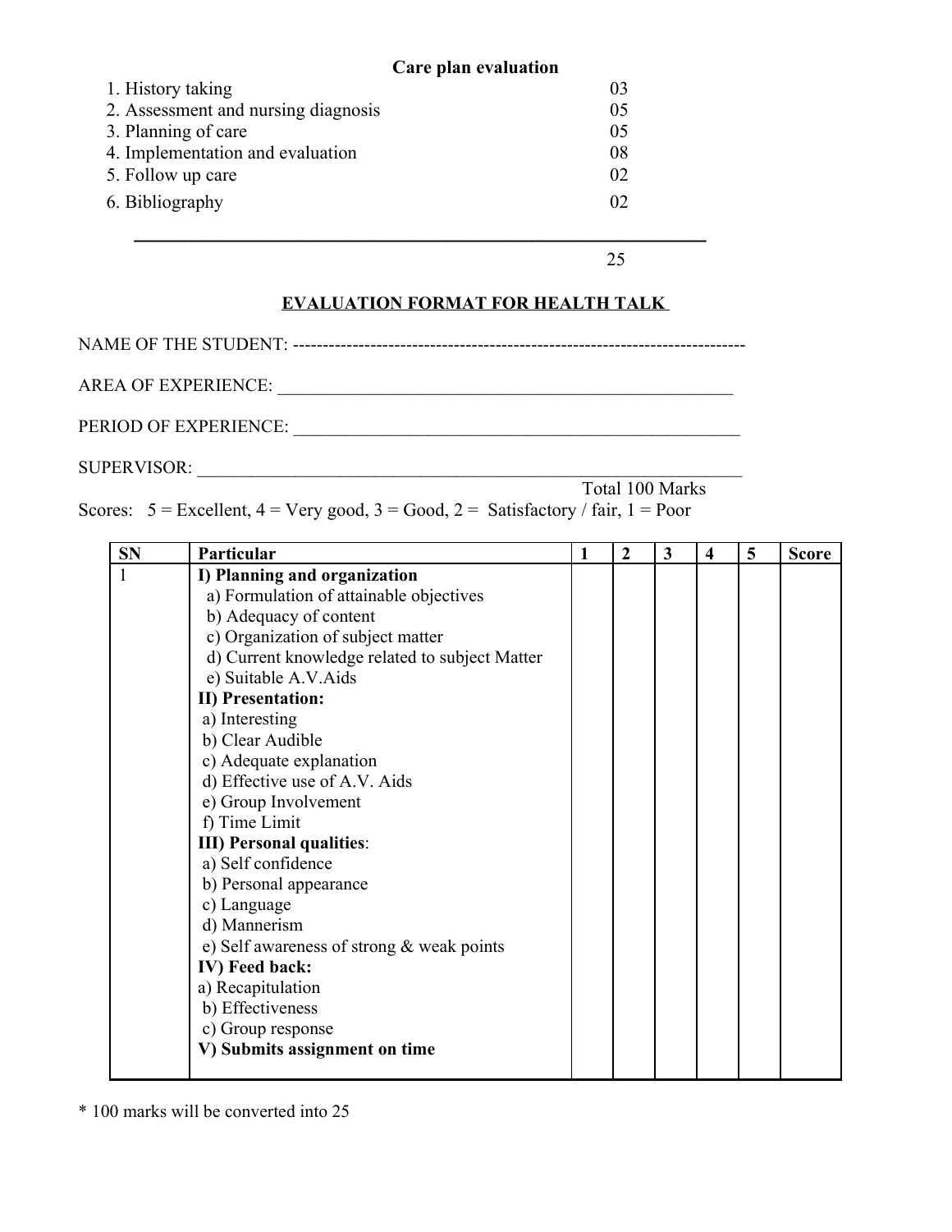**Care plan evaluation**

| | |
|---|---|
| 1. History taking | 03 |
| 2. Assessment and nursing diagnosis | 05 |
| 3. Planning of care | 05 |
| 4. Implementation and evaluation | 08 |
| 5. Follow up care | 02 |
| 6. Bibliography | 02 |
| | 25 |

## EVALUATION FORMAT FOR HEALTH TALK

NAME OF THE STUDENT: ---------------------------------------------------------------------------

AREA OF EXPERIENCE: ______________________________________________________

PERIOD OF EXPERIENCE: ____________________________________________________

SUPERVISOR: ______________________________________________________________

Total 100 Marks

Scores: 5 = Excellent, 4 = Very good, 3 = Good, 2 = Satisfactory / fair, 1 = Poor

| SN | Particular | 1 | 2 | 3 | 4 | 5 | Score |
|---|---|---|---|---|---|---|---|
| 1 | **I) Planning and organization** | | | | | | |
| | a) Formulation of attainable objectives | | | | | | |
| | b) Adequacy of content | | | | | | |
| | c) Organization of subject matter | | | | | | |
| | d) Current knowledge related to subject Matter | | | | | | |
| | e) Suitable A.V.Aids | | | | | | |
| | **II) Presentation:** | | | | | | |
| | a) Interesting | | | | | | |
| | b) Clear Audible | | | | | | |
| | c) Adequate explanation | | | | | | |
| | d) Effective use of A.V. Aids | | | | | | |
| | e) Group Involvement | | | | | | |
| | f) Time Limit | | | | | | |
| | **III) Personal qualities**: | | | | | | |
| | a) Self confidence | | | | | | |
| | b) Personal appearance | | | | | | |
| | c) Language | | | | | | |
| | d) Mannerism | | | | | | |
| | e) Self awareness of strong & weak points | | | | | | |
| | **IV) Feed back:** | | | | | | |
| | a) Recapitulation | | | | | | |
| | b) Effectiveness | | | | | | |
| | c) Group response | | | | | | |
| | **V) Submits assignment on time** | | | | | | |

* 100 marks will be converted into 25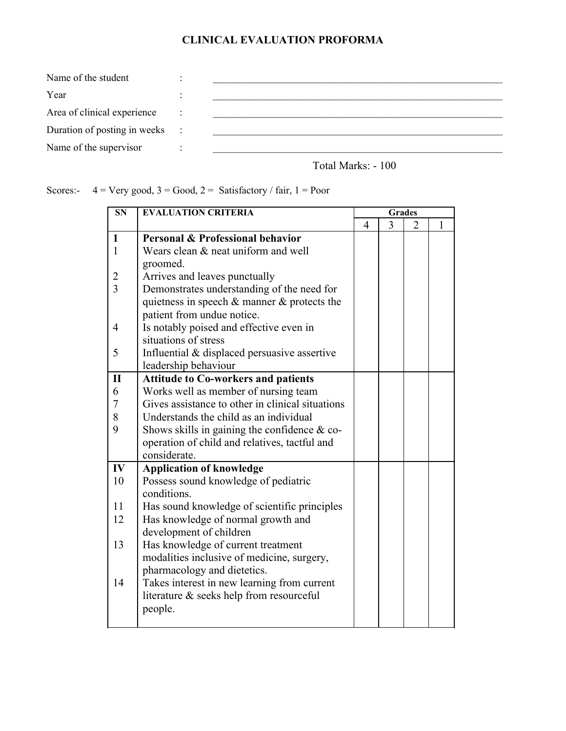# CLINICAL EVALUATION PROFORMA

Name of the student : ____________________

Year : ____________________

Area of clinical experience : ____________________

Duration of posting in weeks : ____________________

Name of the supervisor : ____________________

Total Marks: - 100

Scores:- 4 = Very good, 3 = Good, 2 = Satisfactory / fair, 1 = Poor

| SN | EVALUATION CRITERIA | Grades | | | |
|---|---|---|---|---|---|
| | | 4 | 3 | 2 | 1 |
| **1** | **Personal & Professional behavior** | | | | |
| 1 | Wears clean & neat uniform and well groomed. | | | | |
| 2 | Arrives and leaves punctually | | | | |
| 3 | Demonstrates understanding of the need for quietness in speech & manner & protects the patient from undue notice. | | | | |
| 4 | Is notably poised and effective even in situations of stress | | | | |
| 5 | Influential & displaced persuasive assertive leadership behaviour | | | | |
| **II** | **Attitude to Co-workers and patients** | | | | |
| 6 | Works well as member of nursing team | | | | |
| 7 | Gives assistance to other in clinical situations | | | | |
| 8 | Understands the child as an individual | | | | |
| 9 | Shows skills in gaining the confidence & co-operation of child and relatives, tactful and considerate. | | | | |
| **IV** | **Application of knowledge** | | | | |
| 10 | Possess sound knowledge of pediatric conditions. | | | | |
| 11 | Has sound knowledge of scientific principles | | | | |
| 12 | Has knowledge of normal growth and development of children | | | | |
| 13 | Has knowledge of current treatment modalities inclusive of medicine, surgery, pharmacology and dietetics. | | | | |
| 14 | Takes interest in new learning from current literature & seeks help from resourceful people. | | | | |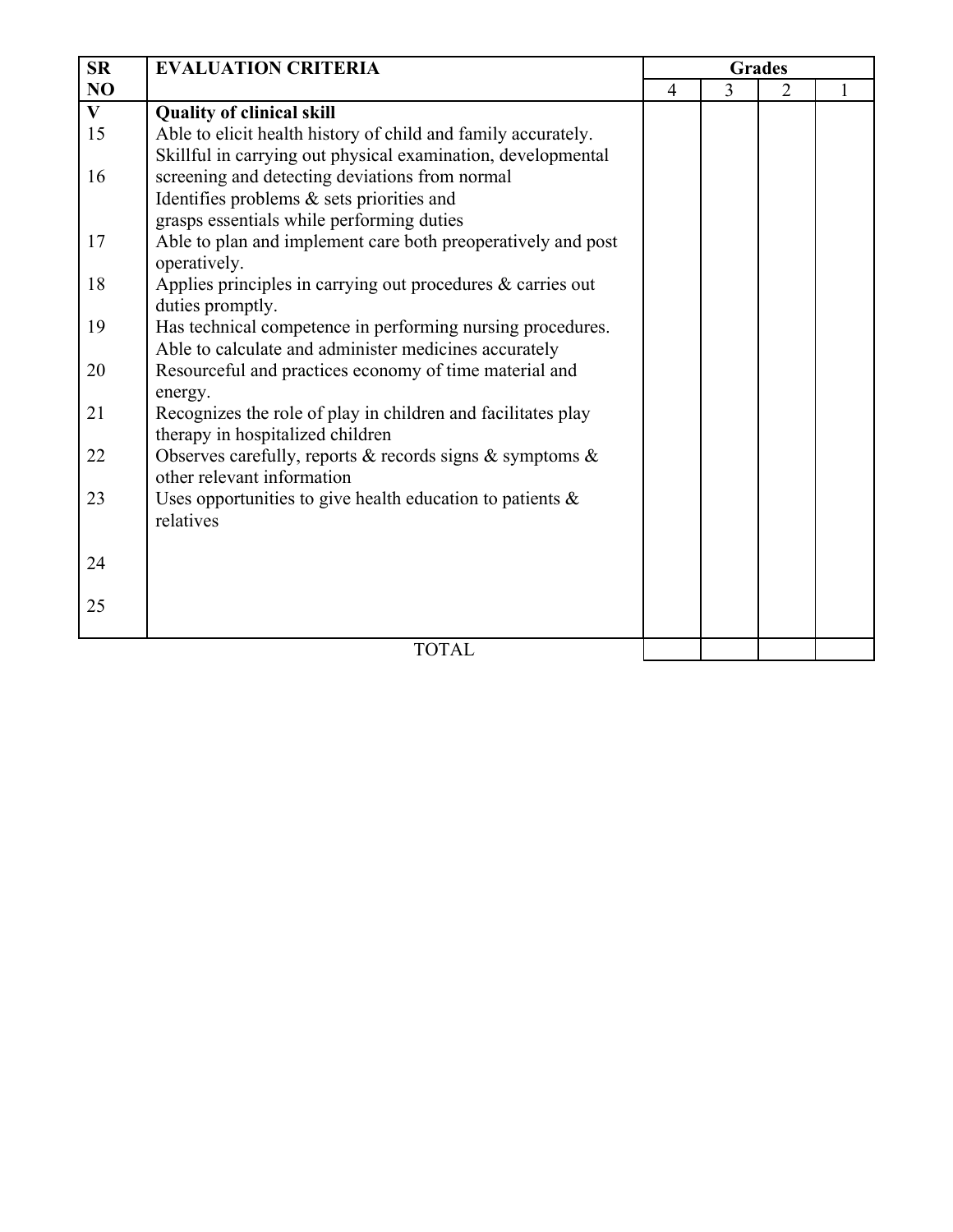| SR NO | EVALUATION CRITERIA | Grades | | | |
|---|---|---|---|---|---|
| | | 4 | 3 | 2 | 1 |
| **V** | **Quality of clinical skill** | | | | |
| 15 | Able to elicit health history of child and family accurately. | | | | |
| 16 | Skillful in carrying out physical examination, developmental screening and detecting deviations from normal | | | | |
| | Identifies problems & sets priorities and grasps essentials while performing duties | | | | |
| 17 | Able to plan and implement care both preoperatively and post operatively. | | | | |
| 18 | Applies principles in carrying out procedures & carries out duties promptly. | | | | |
| 19 | Has technical competence in performing nursing procedures. | | | | |
| | Able to calculate and administer medicines accurately | | | | |
| 20 | Resourceful and practices economy of time material and energy. | | | | |
| 21 | Recognizes the role of play in children and facilitates play therapy in hospitalized children | | | | |
| 22 | Observes carefully, reports & records signs & symptoms & other relevant information | | | | |
| 23 | Uses opportunities to give health education to patients & relatives | | | | |
| 24 | | | | | |
| 25 | | | | | |
| | TOTAL | | | | |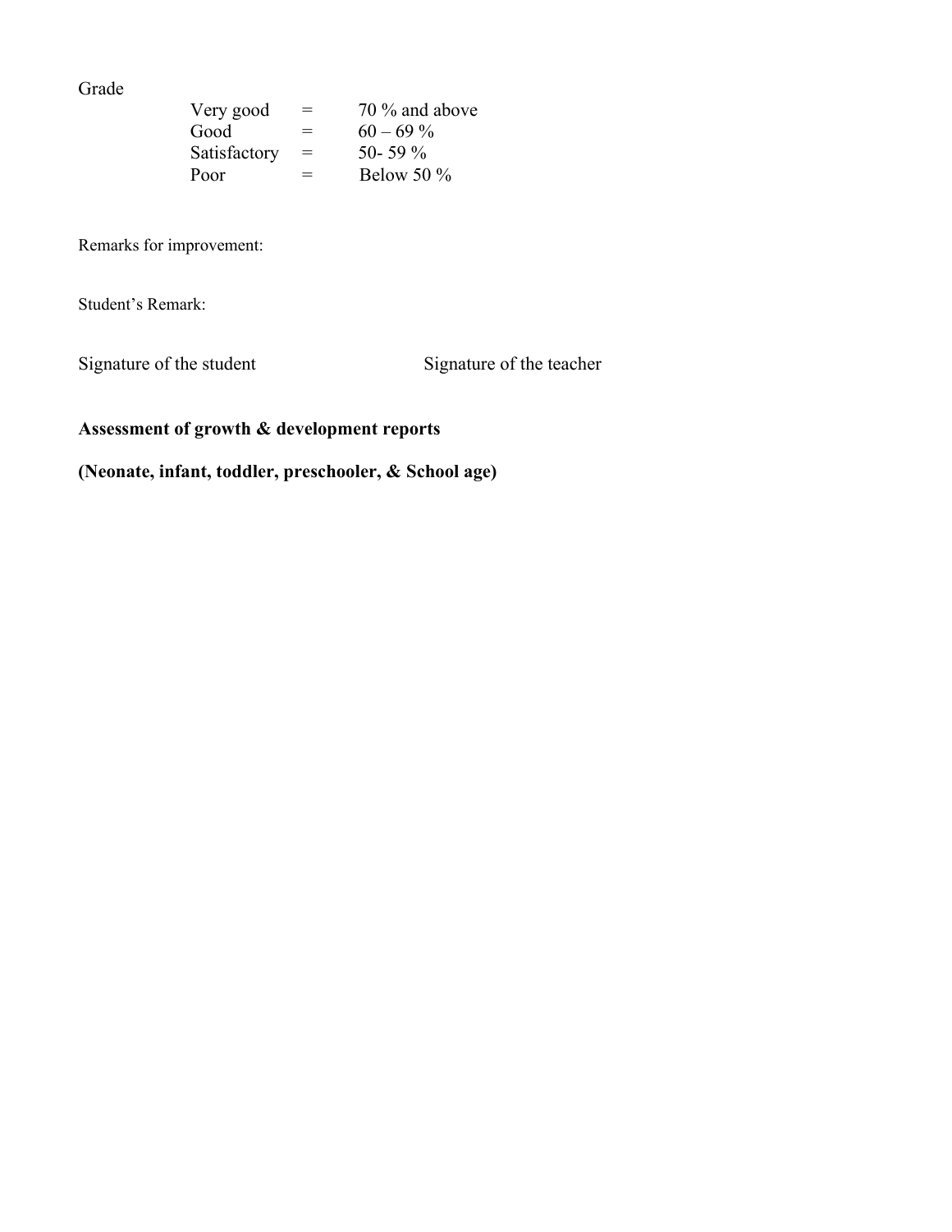Grade

| | | |
|---|---|---|
| Very good | = | 70 % and above |
| Good | = | 60 – 69 % |
| Satisfactory | = | 50- 59 % |
| Poor | = | Below 50 % |

Remarks for improvement:

Student's Remark:

Signature of the student                    Signature of the teacher

**Assessment of growth & development reports**

**(Neonate, infant, toddler, preschooler, & School age)**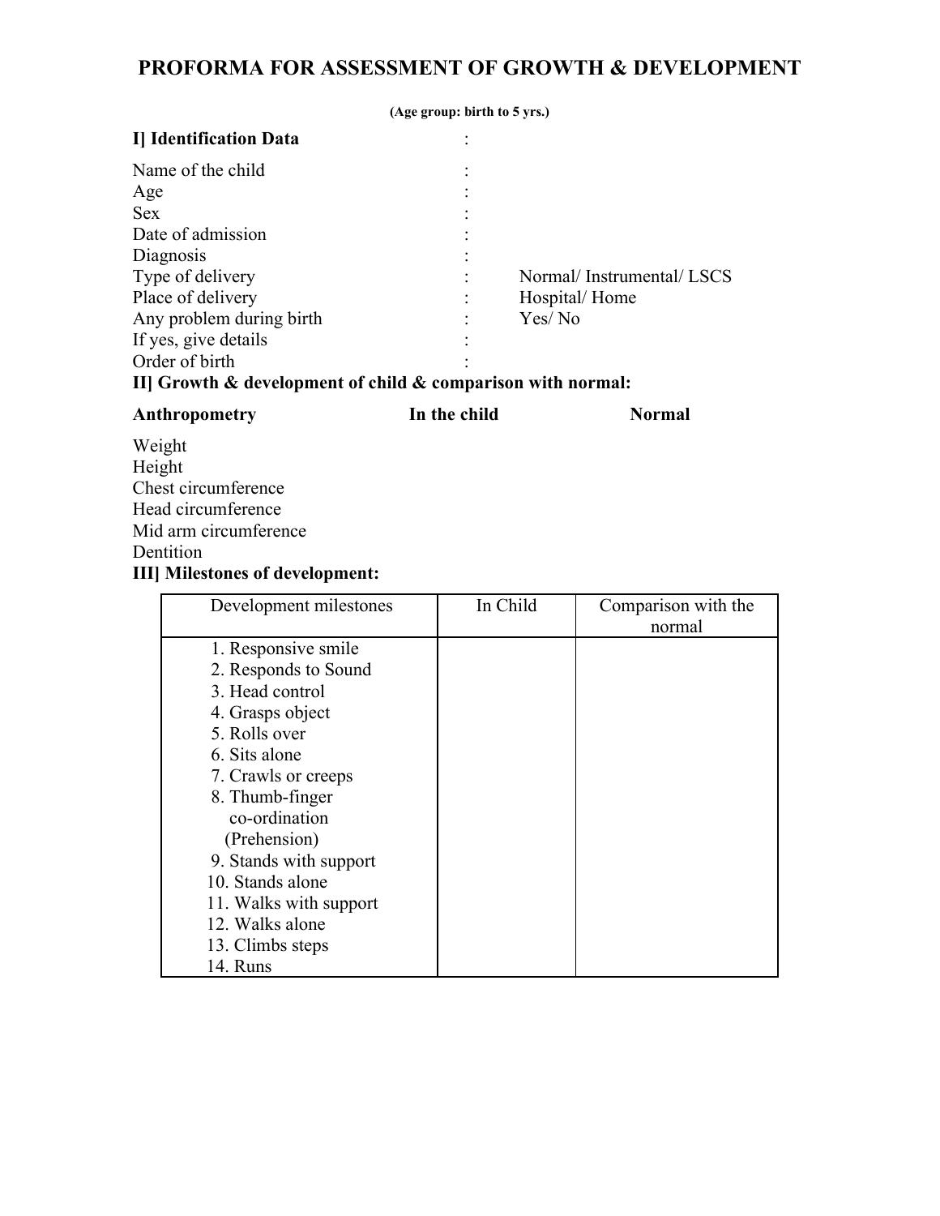# PROFORMA FOR ASSESSMENT OF GROWTH & DEVELOPMENT

**(Age group: birth to 5 yrs.)**

**I] Identification Data** :

Name of the child :
Age :
Sex :
Date of admission :
Diagnosis :
Type of delivery : Normal/ Instrumental/ LSCS
Place of delivery : Hospital/ Home
Any problem during birth : Yes/ No
If yes, give details :
Order of birth :

**II] Growth & development of child & comparison with normal:**

| **Anthropometry** | **In the child** | **Normal** |
|---|---|---|
| Weight | | |
| Height | | |
| Chest circumference | | |
| Head circumference | | |
| Mid arm circumference | | |
| Dentition | | |

**III] Milestones of development:**

| Development milestones | In Child | Comparison with the normal |
|---|---|---|
| 1. Responsive smile | | |
| 2. Responds to Sound | | |
| 3. Head control | | |
| 4. Grasps object | | |
| 5. Rolls over | | |
| 6. Sits alone | | |
| 7. Crawls or creeps | | |
| 8. Thumb-finger co-ordination (Prehension) | | |
| 9. Stands with support | | |
| 10. Stands alone | | |
| 11. Walks with support | | |
| 12. Walks alone | | |
| 13. Climbs steps | | |
| 14. Runs | | |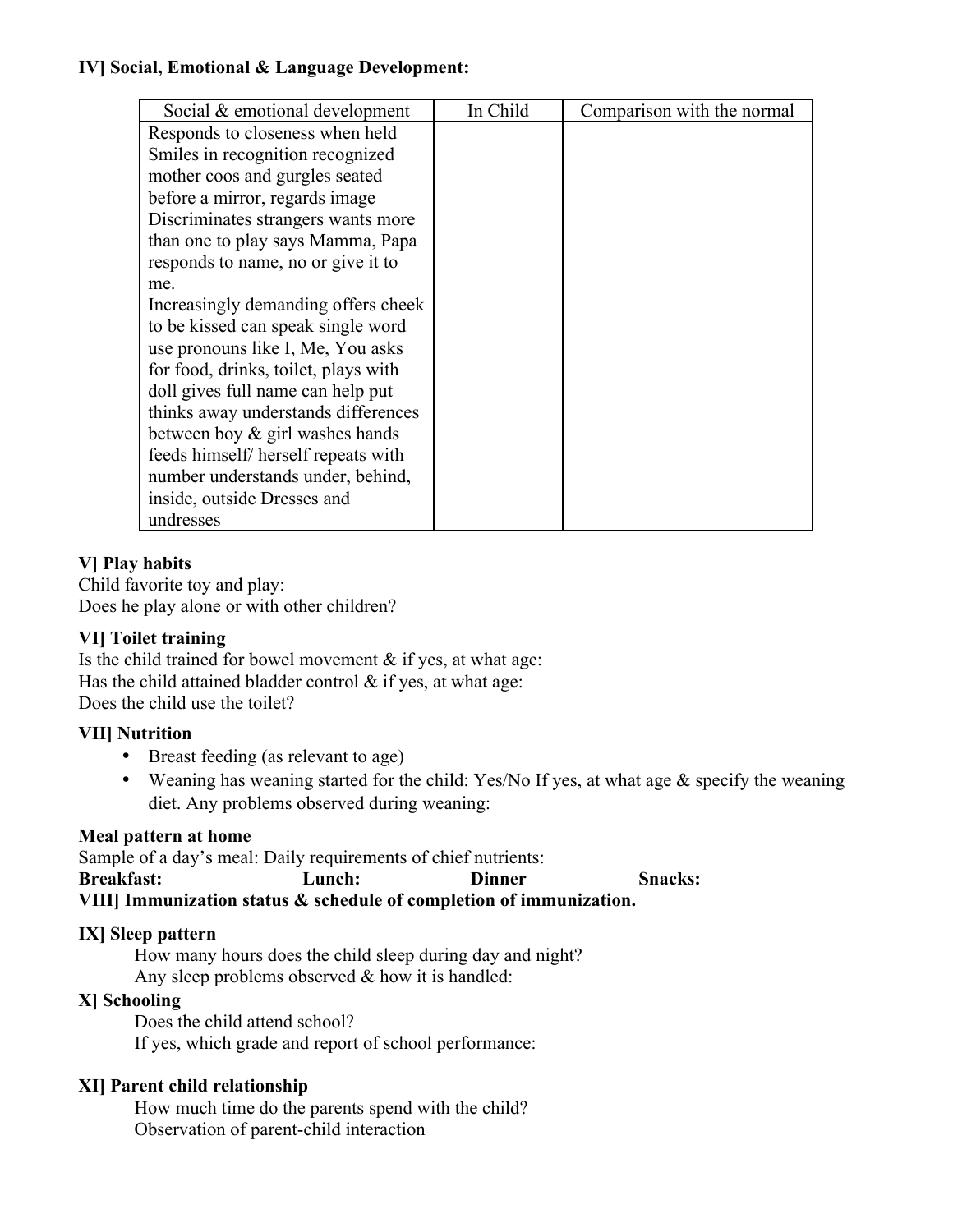**IV] Social, Emotional & Language Development:**

| Social & emotional development | In Child | Comparison with the normal |
|---|---|---|
| Responds to closeness when held Smiles in recognition recognized mother coos and gurgles seated before a mirror, regards image Discriminates strangers wants more than one to play says Mamma, Papa responds to name, no or give it to me.<br>Increasingly demanding offers cheek to be kissed can speak single word use pronouns like I, Me, You asks for food, drinks, toilet, plays with doll gives full name can help put thinks away understands differences between boy & girl washes hands feeds himself/ herself repeats with number understands under, behind, inside, outside Dresses and undresses | | |

**V] Play habits**

Child favorite toy and play:

Does he play alone or with other children?

**VI] Toilet training**

Is the child trained for bowel movement & if yes, at what age:

Has the child attained bladder control & if yes, at what age:

Does the child use the toilet?

**VII] Nutrition**

- Breast feeding (as relevant to age)
- Weaning has weaning started for the child: Yes/No If yes, at what age & specify the weaning diet. Any problems observed during weaning:

**Meal pattern at home**

Sample of a day's meal: Daily requirements of chief nutrients:

**Breakfast:** **Lunch:** **Dinner** **Snacks:**

**VIII] Immunization status & schedule of completion of immunization.**

**IX] Sleep pattern**

How many hours does the child sleep during day and night?

Any sleep problems observed & how it is handled:

**X] Schooling**

Does the child attend school?

If yes, which grade and report of school performance:

**XI] Parent child relationship**

How much time do the parents spend with the child?

Observation of parent-child interaction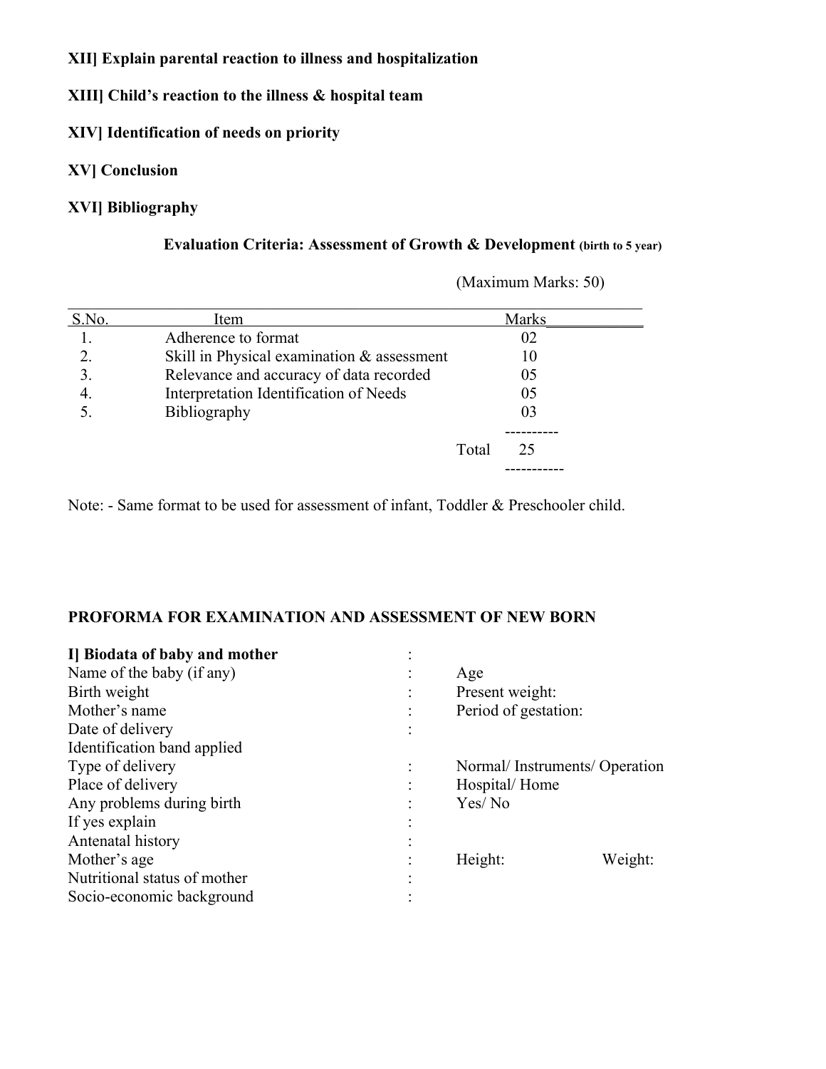**XII] Explain parental reaction to illness and hospitalization**

**XIII] Child's reaction to the illness & hospital team**

**XIV] Identification of needs on priority**

**XV] Conclusion**

**XVI] Bibliography**

### Evaluation Criteria: Assessment of Growth & Development (birth to 5 year)

(Maximum Marks: 50)

| S.No. | Item | Marks |
|---|---|---|
| 1. | Adherence to format | 02 |
| 2. | Skill in Physical examination & assessment | 10 |
| 3. | Relevance and accuracy of data recorded | 05 |
| 4. | Interpretation Identification of Needs | 05 |
| 5. | Bibliography | 03 |
| | Total | 25 |

Note: - Same format to be used for assessment of infant, Toddler & Preschooler child.

### PROFORMA FOR EXAMINATION AND ASSESSMENT OF NEW BORN

**I] Biodata of baby and mother** :

| | | | |
|---|---|---|---|
| Name of the baby (if any) | : | Age | |
| Birth weight | : | Present weight: | |
| Mother's name | : | Period of gestation: | |
| Date of delivery | : | | |
| Identification band applied | | | |
| Type of delivery | : | Normal/ Instruments/ Operation | |
| Place of delivery | : | Hospital/ Home | |
| Any problems during birth | : | Yes/ No | |
| If yes explain | : | | |
| Antenatal history | : | | |
| Mother's age | : | Height: | Weight: |
| Nutritional status of mother | : | | |
| Socio-economic background | : | | |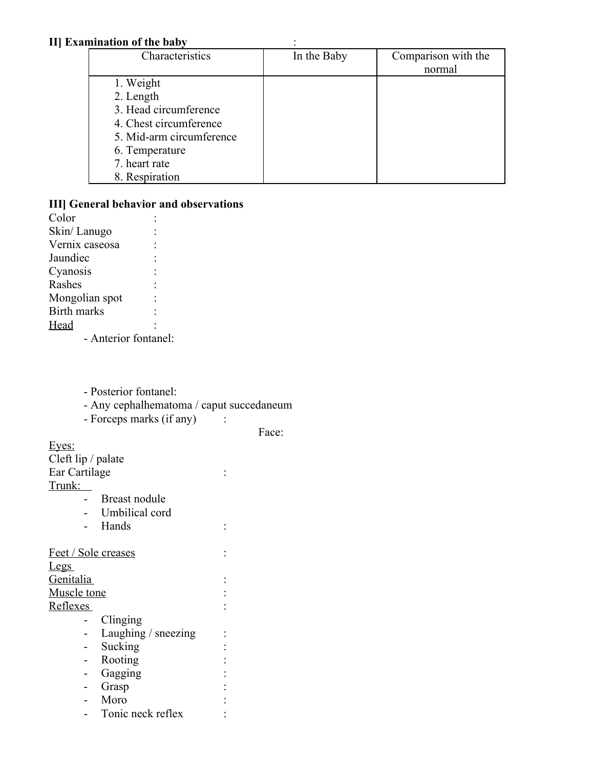**II] Examination of the baby** :

| Characteristics | In the Baby | Comparison with the normal |
|---|---|---|
| 1. Weight<br>2. Length<br>3. Head circumference<br>4. Chest circumference<br>5. Mid-arm circumference<br>6. Temperature<br>7. heart rate<br>8. Respiration | | |

**III] General behavior and observations**

Color :
Skin/ Lanugo :
Vernix caseosa :
Jaundiec :
Cyanosis :
Rashes :
Mongolian spot :
Birth marks :
Head :

- Anterior fontanel:

- Posterior fontanel:
- Any cephalhematoma / caput succedaneum
- Forceps marks (if any) :

Face:

Eyes:
Cleft lip / palate
Ear Cartilage :
Trunk:

- Breast nodule
- Umbilical cord
- Hands :

Feet / Sole creases :
Legs
Genitalia :
Muscle tone :
Reflexes :

- Clinging
- Laughing / sneezing :
- Sucking :
- Rooting :
- Gagging :
- Grasp :
- Moro :
- Tonic neck reflex :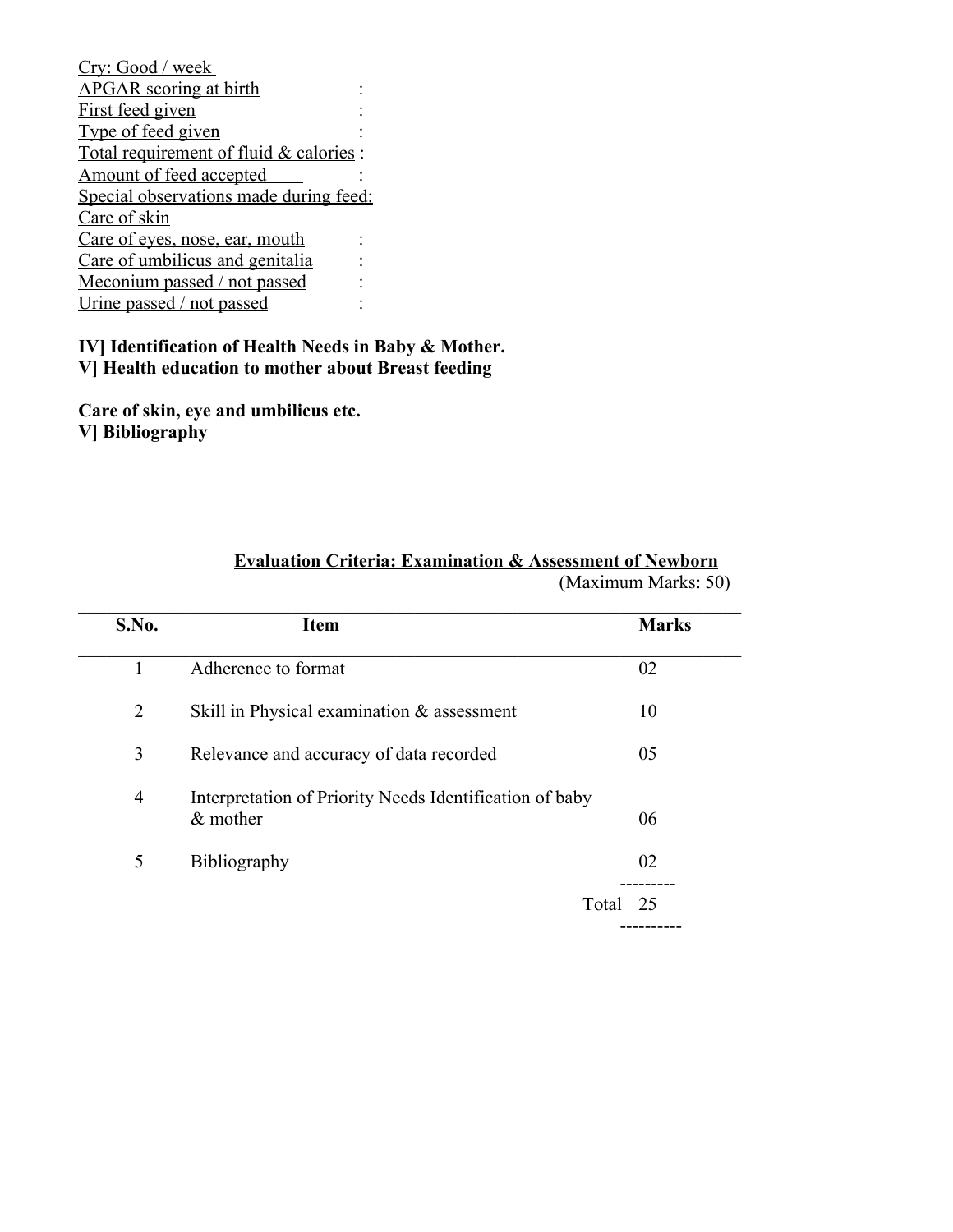Cry: Good / week
APGAR scoring at birth :
First feed given :
Type of feed given :
Total requirement of fluid & calories :
Amount of feed accepted :
Special observations made during feed:
Care of skin
Care of eyes, nose, ear, mouth :
Care of umbilicus and genitalia :
Meconium passed / not passed :
Urine passed / not passed :

**IV] Identification of Health Needs in Baby & Mother.**
**V] Health education to mother about Breast feeding**

**Care of skin, eye and umbilicus etc.**
**V] Bibliography**

## Evaluation Criteria: Examination & Assessment of Newborn

(Maximum Marks: 50)

| S.No. | Item | Marks |
|---|---|---|
| 1 | Adherence to format | 02 |
| 2 | Skill in Physical examination & assessment | 10 |
| 3 | Relevance and accuracy of data recorded | 05 |
| 4 | Interpretation of Priority Needs Identification of baby & mother | 06 |
| 5 | Bibliography | 02 |
| | Total | 25 |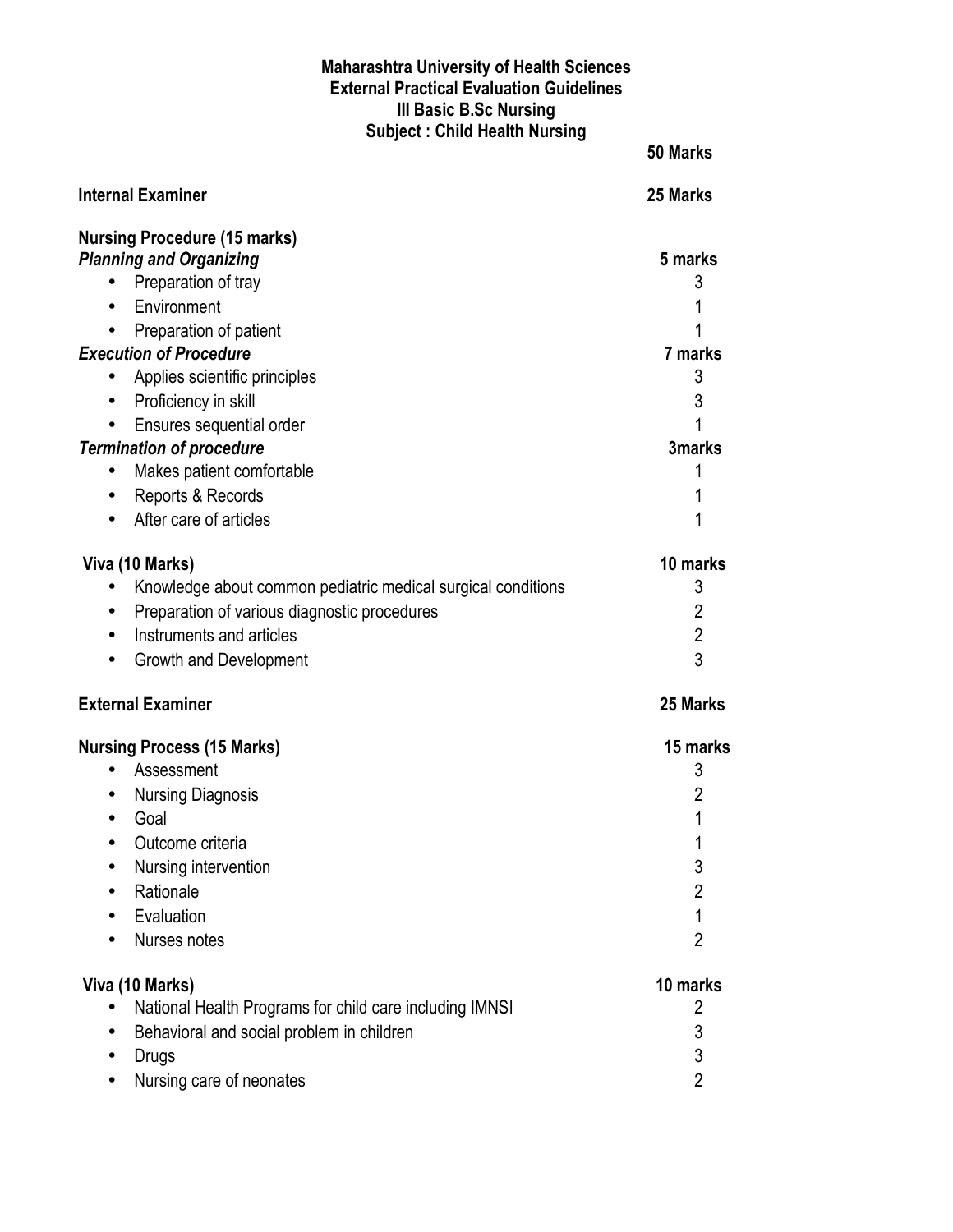**Maharashtra University of Health Sciences**
**External Practical Evaluation Guidelines**
**III Basic B.Sc Nursing**
**Subject : Child Health Nursing**

| | **50 Marks** |
|---|---|
| **Internal Examiner** | **25 Marks** |
| **Nursing Procedure (15 marks)** | |
| ***Planning and Organizing*** | **5 marks** |
| • Preparation of tray | 3 |
| • Environment | 1 |
| • Preparation of patient | 1 |
| ***Execution of Procedure*** | **7 marks** |
| • Applies scientific principles | 3 |
| • Proficiency in skill | 3 |
| • Ensures sequential order | 1 |
| ***Termination of procedure*** | **3marks** |
| • Makes patient comfortable | 1 |
| • Reports & Records | 1 |
| • After care of articles | 1 |
| **Viva (10 Marks)** | **10 marks** |
| • Knowledge about common pediatric medical surgical conditions | 3 |
| • Preparation of various diagnostic procedures | 2 |
| • Instruments and articles | 2 |
| • Growth and Development | 3 |
| **External Examiner** | **25 Marks** |
| **Nursing Process (15 Marks)** | **15 marks** |
| • Assessment | 3 |
| • Nursing Diagnosis | 2 |
| • Goal | 1 |
| • Outcome criteria | 1 |
| • Nursing intervention | 3 |
| • Rationale | 2 |
| • Evaluation | 1 |
| • Nurses notes | 2 |
| **Viva (10 Marks)** | **10 marks** |
| • National Health Programs for child care including IMNSI | 2 |
| • Behavioral and social problem in children | 3 |
| • Drugs | 3 |
| • Nursing care of neonates | 2 |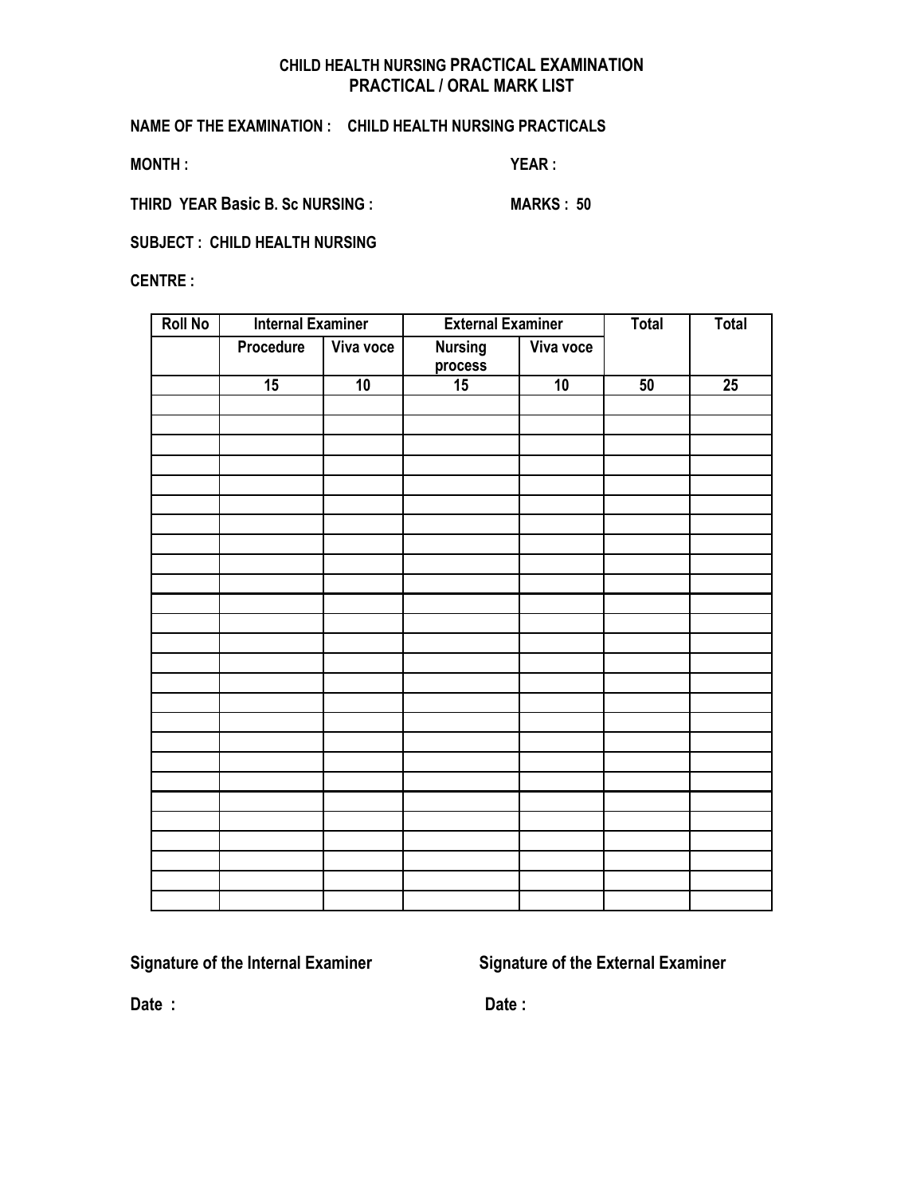**CHILD HEALTH NURSING PRACTICAL EXAMINATION**
**PRACTICAL / ORAL MARK LIST**

**NAME OF THE EXAMINATION : CHILD HEALTH NURSING PRACTICALS**

**MONTH :** **YEAR :**

**THIRD YEAR Basic B. Sc NURSING :** **MARKS : 50**

**SUBJECT : CHILD HEALTH NURSING**

**CENTRE :**

| Roll No | Internal Examiner | | External Examiner | | Total | Total |
|---|---|---|---|---|---|---|
| | Procedure | Viva voce | Nursing process | Viva voce | | |
| | 15 | 10 | 15 | 10 | 50 | 25 |
| | | | | | | |
| | | | | | | |
| | | | | | | |
| | | | | | | |
| | | | | | | |
| | | | | | | |
| | | | | | | |
| | | | | | | |
| | | | | | | |
| | | | | | | |
| | | | | | | |
| | | | | | | |
| | | | | | | |
| | | | | | | |
| | | | | | | |
| | | | | | | |
| | | | | | | |
| | | | | | | |
| | | | | | | |
| | | | | | | |
| | | | | | | |
| | | | | | | |
| | | | | | | |
| | | | | | | |
| | | | | | | |
| | | | | | | |

**Signature of the Internal Examiner** **Signature of the External Examiner**

**Date :** **Date :**